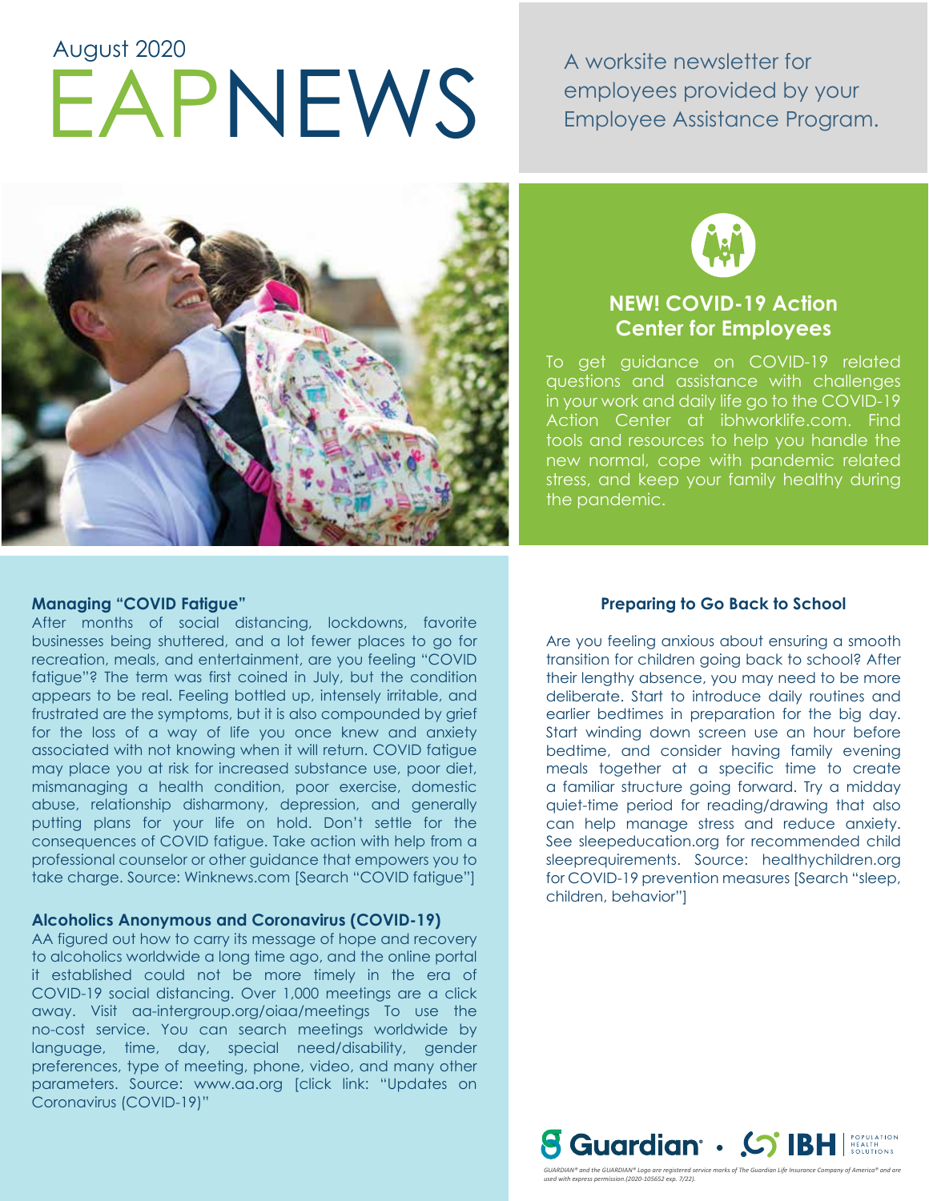August 2020

# EAPNEWS

A worksite newsletter for employees provided by your Employee Assistance Program.

## NEW! COVID-19 Action Center for Employees

To get guidance on COVID-19 related questions and assistance with challenges in your work and daily life go to the COVID-19 Action Center at ibhworklife.com. Find tools and resources to help you handle the new normal, cope with pandemic related stress, and keep your family healthy during the pandemic.

### Managing "COVID Fatigue"

After months of social distancing, lockdowns, favorite businesses being shuttered, and a lot fewer places to go for recreation, meals, and entertainment, are you feeling "COVID fatigue"? The term was first coined in July, but the condition appears to be real. Feeling bottled up, intensely irritable, and frustrated are the symptoms, but it is also compounded by grief for the loss of a way of life you once knew and anxiety associated with not knowing when it will return. COVID fatigue may place you at risk for increased substance use, poor diet, mismanaging a health condition, poor exercise, domestic abuse, relationship disharmony, depression, and generally putting plans for your life on hold. Don't settle for the consequences of COVID fatigue. Take action with help from a professional counselor or other guidance that empowers you to take charge. Source: Winknews.com [Search "COVID fatigue"]

### Alcoholics Anonymous and Coronavirus (COVID-19)

AA figured out how to carry its message of hope and recovery to alcoholics worldwide a long time ago, and the online portal it established could not be more timely in the era of COVID-19 social distancing. Over 1,000 meetings are a click away. Visit aa-intergroup.org/oiaa/meetings To use the no-cost service. You can search meetings worldwide by language, time, day, special need/disability, gender preferences, type of meeting, phone, video, and many other parameters. Source: www.aa.org [click link: "Updates on Coronavirus (COVID-19)"

### Preparing to Go Back to School

Are you feeling anxious about ensuring a smooth transition for children going back to school? After their lengthy absence, you may need to be more deliberate. Start to introduce daily routines and earlier bedtimes in preparation for the big day. Start winding down screen use an hour before bedtime, and consider having family evening meals together at a specific time to create a familiar structure going forward. Try a midday quiet-time period for reading/drawing that also can help manage stress and reduce anxiety. See sleepeducation.org for recommended child sleeprequirements. Source: healthychildren.org for COVID-19 prevention measures [Search "sleep, children, behavior"]

Guardian · IBH POPULATION HEALTH SOLUTIONS

*GUARDIAN® and the GUARDIAN® Logo are registered service marks of The Guardian Life Insurance Company of America® and are used with express permission.(2020-105652 exp. 7/22).*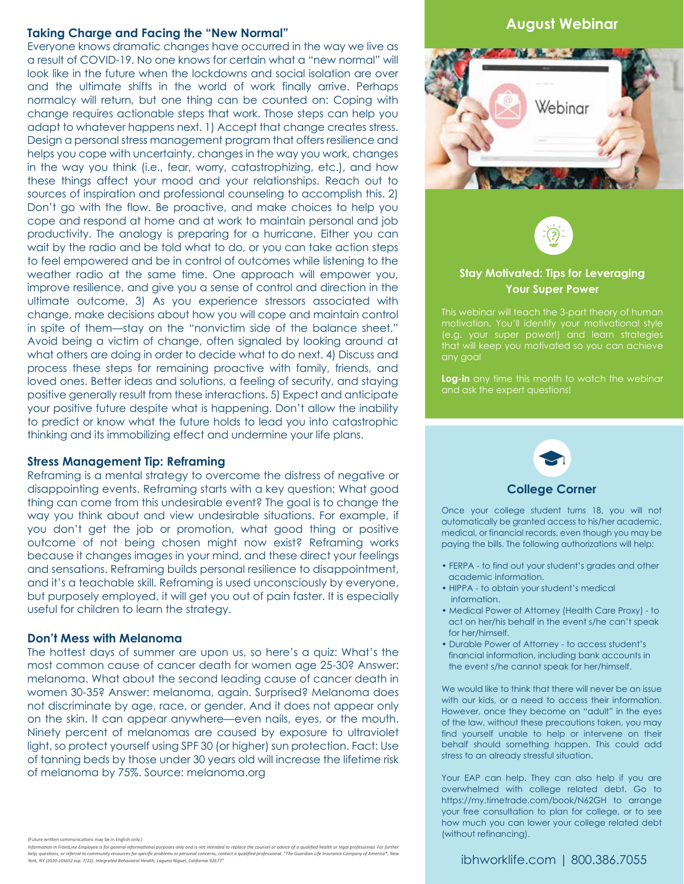## Taking Charge and Facing the "New Normal"

Everyone knows dramatic changes have occurred in the way we live as a result of COVID-19. No one knows for certain what a "new normal" will look like in the future when the lockdowns and social isolation are over and the ultimate shifts in the world of work finally arrive. Perhaps normalcy will return, but one thing can be counted on: Coping with change requires actionable steps that work. Those steps can help you adapt to whatever happens next. 1) Accept that change creates stress. Design a personal stress management program that offers resilience and helps you cope with uncertainty, changes in the way you work, changes in the way you think (i.e., fear, worry, catastrophizing, etc.), and how these things affect your mood and your relationships. Reach out to sources of inspiration and professional counseling to accomplish this. 2) Don't go with the flow. Be proactive, and make choices to help you cope and respond at home and at work to maintain personal and job productivity. The analogy is preparing for a hurricane. Either you can wait by the radio and be told what to do, or you can take action steps to feel empowered and be in control of outcomes while listening to the weather radio at the same time. One approach will empower you, improve resilience, and give you a sense of control and direction in the ultimate outcome. 3) As you experience stressors associated with change, make decisions about how you will cope and maintain control in spite of them—stay on the "nonvictim side of the balance sheet." Avoid being a victim of change, often signaled by looking around at what others are doing in order to decide what to do next. 4) Discuss and process these steps for remaining proactive with family, friends, and loved ones. Better ideas and solutions, a feeling of security, and staying positive generally result from these interactions. 5) Expect and anticipate your positive future despite what is happening. Don't allow the inability to predict or know what the future holds to lead you into catastrophic thinking and its immobilizing effect and undermine your life plans.

## Stress Management Tip: Reframing

Reframing is a mental strategy to overcome the distress of negative or disappointing events. Reframing starts with a key question: What good thing can come from this undesirable event? The goal is to change the way you think about and view undesirable situations. For example, if you don't get the job or promotion, what good thing or positive outcome of not being chosen might now exist? Reframing works because it changes images in your mind, and these direct your feelings and sensations. Reframing builds personal resilience to disappointment, and it's a teachable skill. Reframing is used unconsciously by everyone, but purposely employed, it will get you out of pain faster. It is especially useful for children to learn the strategy.

## Don't Mess with Melanoma

The hottest days of summer are upon us, so here's a quiz: What's the most common cause of cancer death for women age 25-30? Answer: melanoma. What about the second leading cause of cancer death in women 30-35? Answer: melanoma, again. Surprised? Melanoma does not discriminate by age, race, or gender. And it does not appear only on the skin. It can appear anywhere—even nails, eyes, or the mouth. Ninety percent of melanomas are caused by exposure to ultraviolet light, so protect yourself using SPF 30 (or higher) sun protection. Fact: Use of tanning beds by those under 30 years old will increase the lifetime risk of melanoma by 75%. Source: melanoma.org

(Future written communications may be in English only.)

*Information in FrontLine Employee is for general informational purposes only and is not intended to replace the counsel or advice of a qualified health or legal professional. For further help, questions, or referral to community resources for specific problems or personal concerns, contact a qualified professional. "The Guardian Life Insurance Company of America®, New York, NY (2020-105652 exp. 7/22). Integrated Behavioral Health, Laguna Niguel, California 92677"*

## August Webinar

### Stay Motivated: Tips for Leveraging Your Super Power

This webinar will teach the 3-part theory of human motivation. You'll identify your motivational style (e.g. your super power!) and learn strategies that will keep you motivated so you can achieve any goal

**Log-in** any time this month to watch the webinar and ask the expert questions!

## College Corner

Once your college student turns 18, you will not automatically be granted access to his/her academic, medical, or financial records, even though you may be paying the bills. The following authorizations will help:

- FERPA - to find out your student's grades and other academic information.
- HIPPA - to obtain your student's medical information.
- Medical Power of Attorney (Health Care Proxy) - to act on her/his behalf in the event s/he can't speak for her/himself.
- Durable Power of Attorney - to access student's financial information, including bank accounts in the event s/he cannot speak for her/himself.

We would like to think that there will never be an issue with our kids, or a need to access their information. However, once they become an "adult" in the eyes of the law, without these precautions taken, you may find yourself unable to help or intervene on their behalf should something happen. This could add stress to an already stressful situation.

Your EAP can help. They can also help if you are overwhelmed with college related debt. Go to https://my.timetrade.com/book/N62GH to arrange your free consultation to plan for college, or to see how much you can lower your college related debt (without refinancing).

ibhworklife.com | 800.386.7055